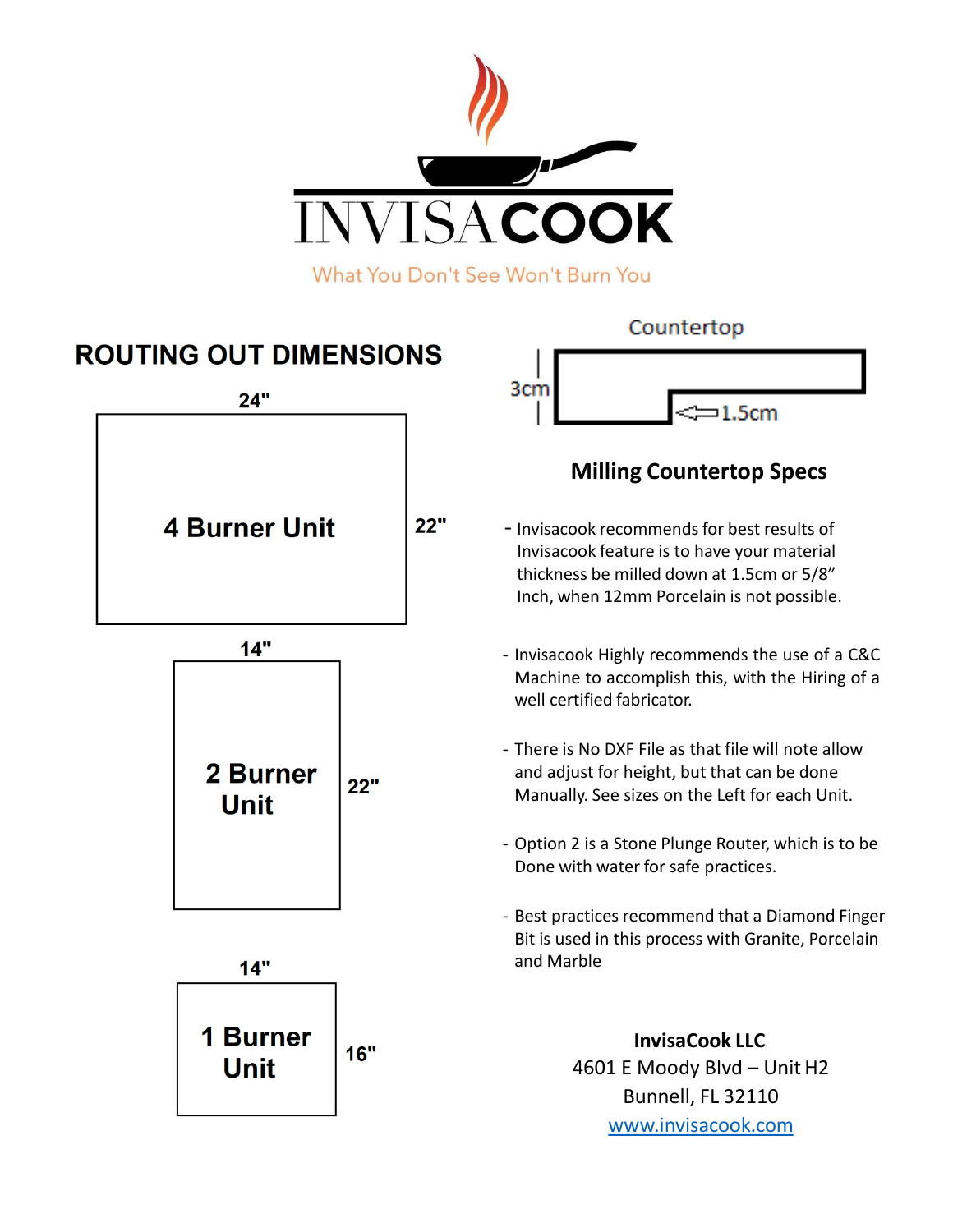# INVISACOOK

What You Don't See Won't Burn You

## ROUTING OUT DIMENSIONS

24"

**4 Burner Unit**

22"

14"

**2 Burner Unit**

22"

14"

**1 Burner Unit**

16"

Countertop

3cm

1.5cm

## Milling Countertop Specs

- Invisacook recommends for best results of Invisacook feature is to have your material thickness be milled down at 1.5cm or 5/8" Inch, when 12mm Porcelain is not possible.
- Invisacook Highly recommends the use of a C&C Machine to accomplish this, with the Hiring of a well certified fabricator.
- There is No DXF File as that file will note allow and adjust for height, but that can be done Manually. See sizes on the Left for each Unit.
- Option 2 is a Stone Plunge Router, which is to be Done with water for safe practices.
- Best practices recommend that a Diamond Finger Bit is used in this process with Granite, Porcelain and Marble

**InvisaCook LLC**
4601 E Moody Blvd – Unit H2
Bunnell, FL 32110
www.invisacook.com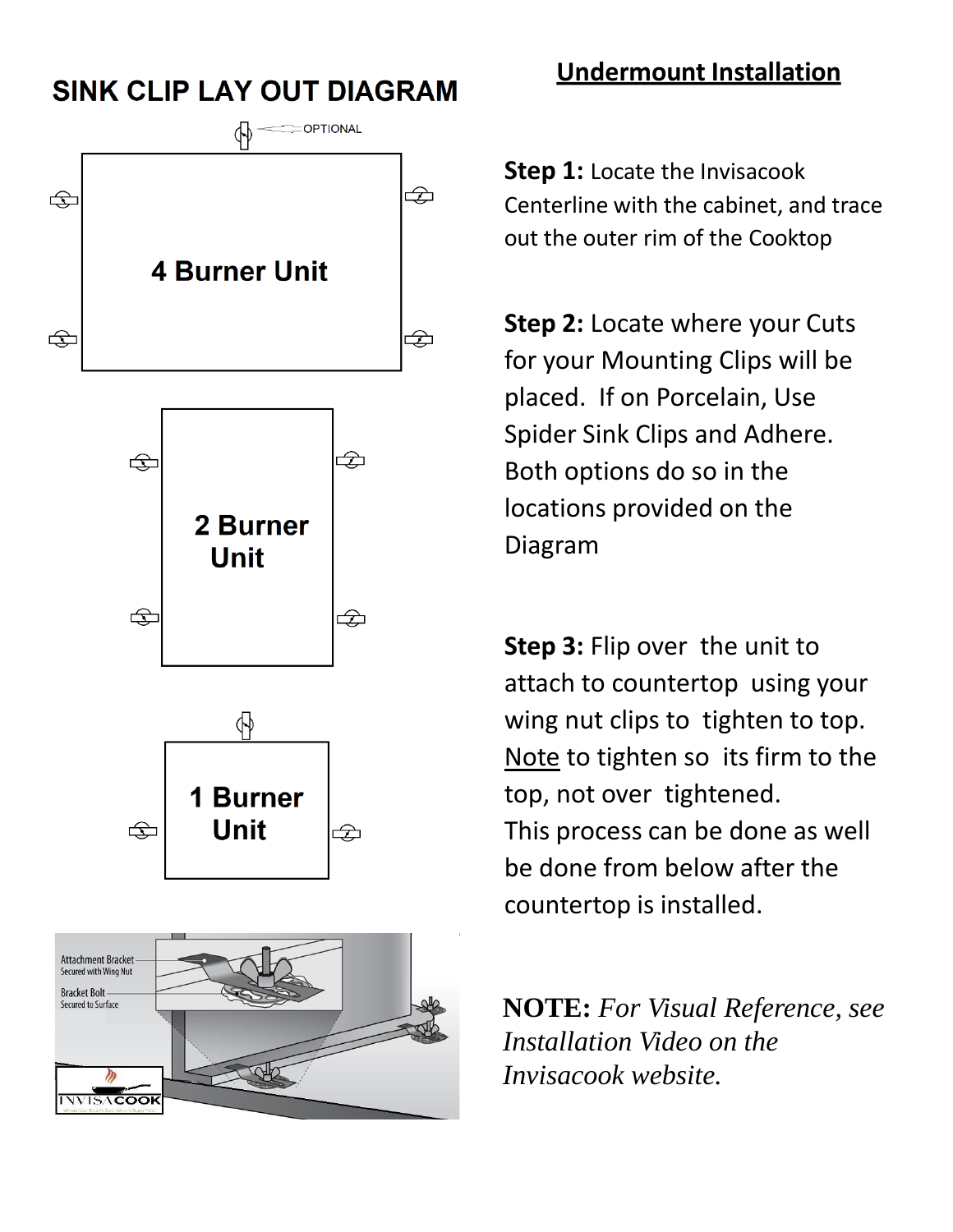## SINK CLIP LAY OUT DIAGRAM

OPTIONAL

4 Burner Unit

2 Burner Unit

1 Burner Unit

Attachment Bracket
Secured with Wing Nut

Bracket Bolt
Secured to Surface

## Undermount Installation

**Step 1:** Locate the Invisacook Centerline with the cabinet, and trace out the outer rim of the Cooktop

**Step 2:** Locate where your Cuts for your Mounting Clips will be placed. If on Porcelain, Use Spider Sink Clips and Adhere. Both options do so in the locations provided on the Diagram

**Step 3:** Flip over the unit to attach to countertop using your wing nut clips to tighten to top. Note to tighten so its firm to the top, not over tightened. This process can be done as well be done from below after the countertop is installed.

**NOTE:** *For Visual Reference, see Installation Video on the Invisacook website.*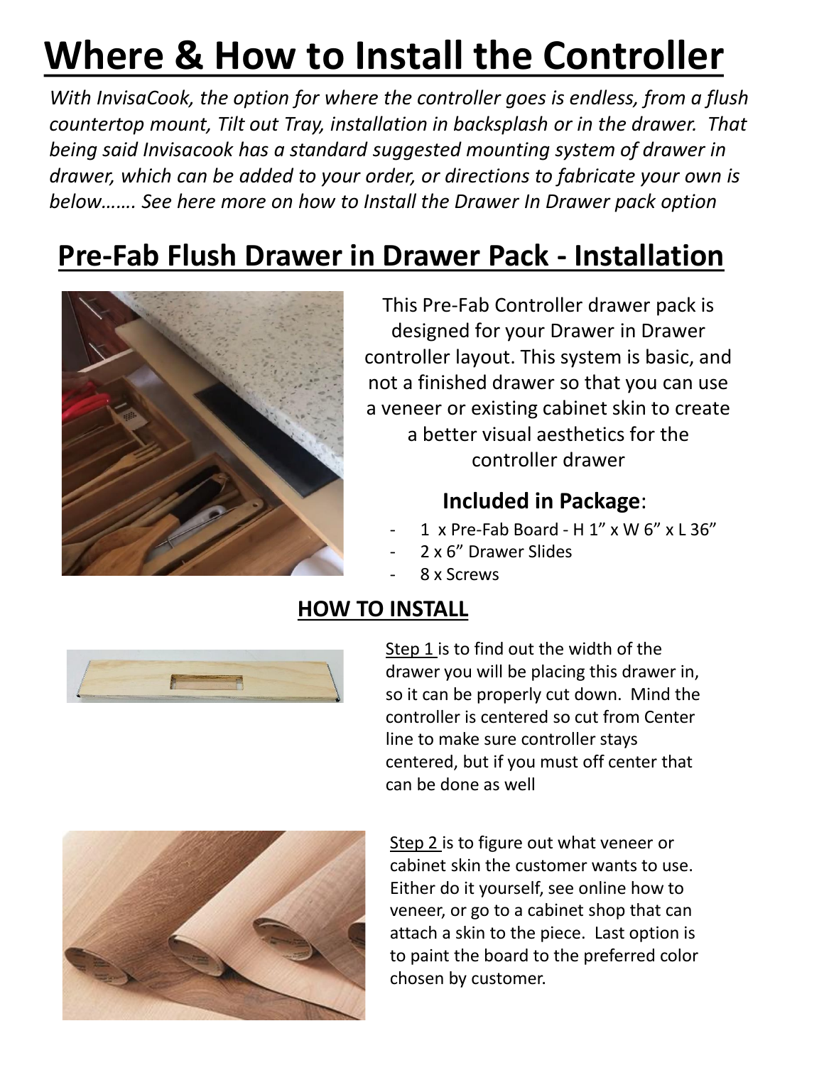# Where & How to Install the Controller

*With InvisaCook, the option for where the controller goes is endless, from a flush countertop mount, Tilt out Tray, installation in backsplash or in the drawer. That being said Invisacook has a standard suggested mounting system of drawer in drawer, which can be added to your order, or directions to fabricate your own is below……. See here more on how to Install the Drawer In Drawer pack option*

## Pre-Fab Flush Drawer in Drawer Pack - Installation

This Pre-Fab Controller drawer pack is designed for your Drawer in Drawer controller layout. This system is basic, and not a finished drawer so that you can use a veneer or existing cabinet skin to create a better visual aesthetics for the controller drawer

### Included in Package:

- 1 x Pre-Fab Board - H 1” x W 6” x L 36”
- 2 x 6” Drawer Slides
- 8 x Screws

### HOW TO INSTALL

Step 1 is to find out the width of the drawer you will be placing this drawer in, so it can be properly cut down. Mind the controller is centered so cut from Center line to make sure controller stays centered, but if you must off center that can be done as well

Step 2 is to figure out what veneer or cabinet skin the customer wants to use. Either do it yourself, see online how to veneer, or go to a cabinet shop that can attach a skin to the piece. Last option is to paint the board to the preferred color chosen by customer.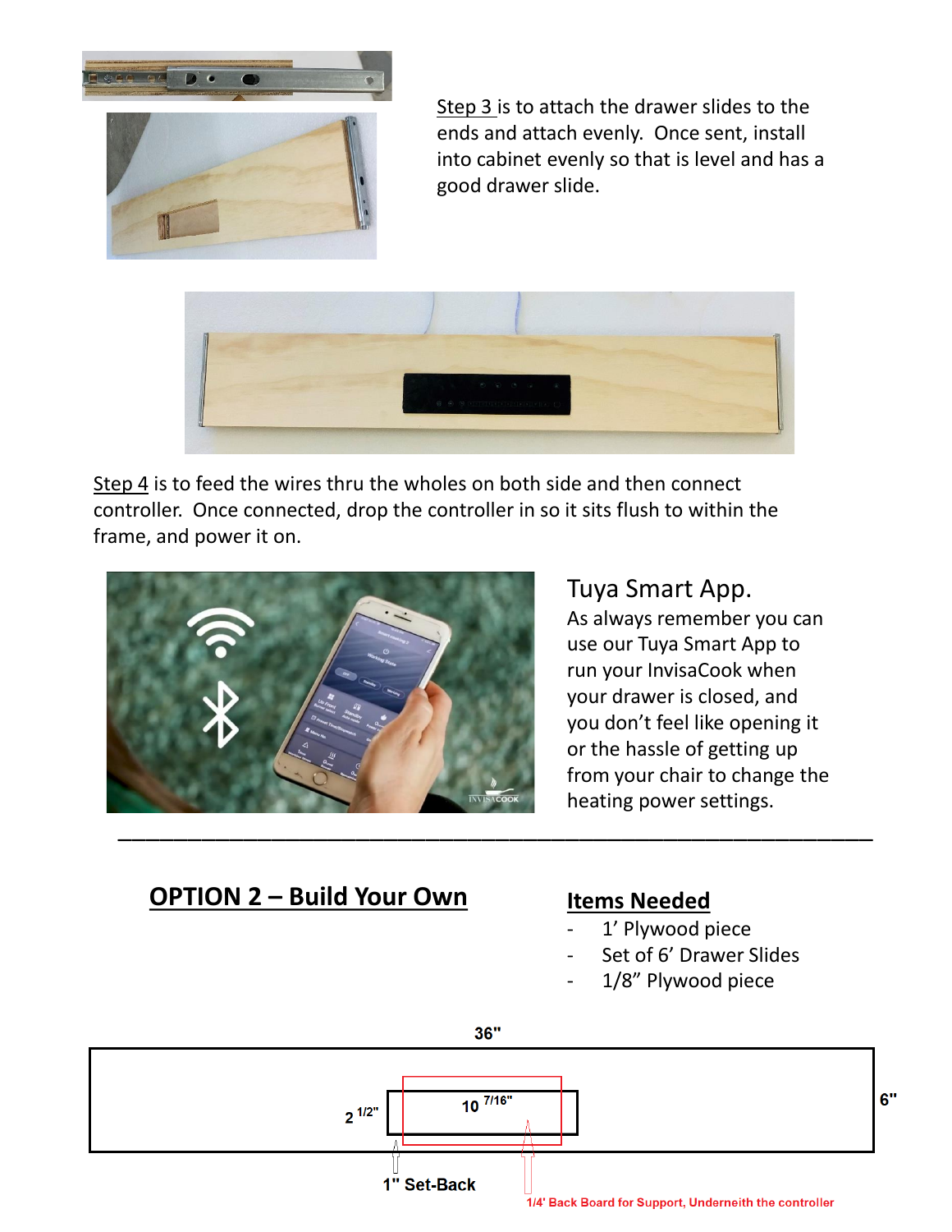Step 3 is to attach the drawer slides to the ends and attach evenly. Once sent, install into cabinet evenly so that is level and has a good drawer slide.

Step 4 is to feed the wires thru the wholes on both side and then connect controller. Once connected, drop the controller in so it sits flush to within the frame, and power it on.

## Tuya Smart App.

As always remember you can use our Tuya Smart App to run your InvisaCook when your drawer is closed, and you don't feel like opening it or the hassle of getting up from your chair to change the heating power settings.

---

## OPTION 2 – Build Your Own

### Items Needed

- 1' Plywood piece
- Set of 6' Drawer Slides
- 1/8" Plywood piece

36"

2 1/2"

10 7/16"

6"

1" Set-Back

1/4' Back Board for Support, Underneith the controller